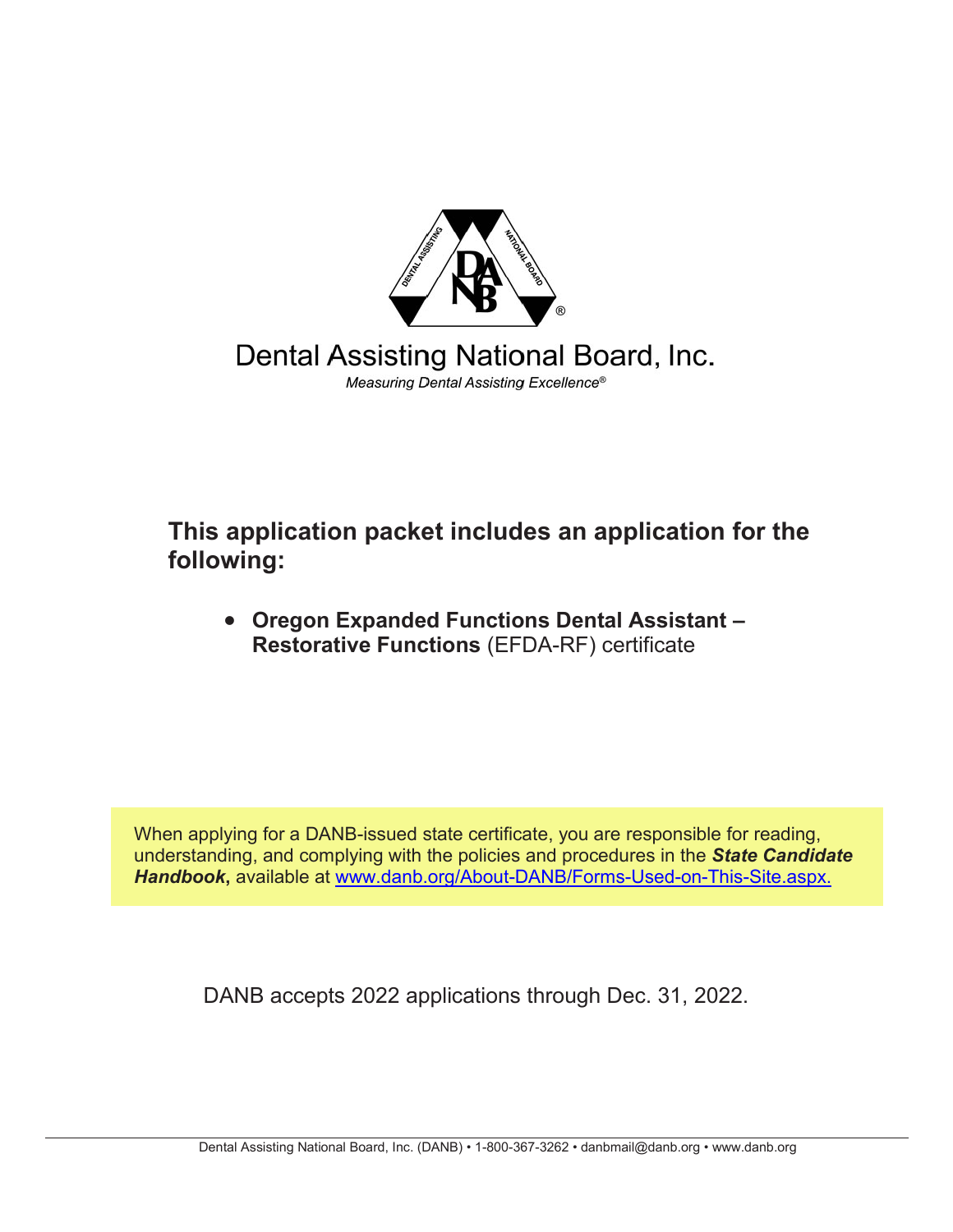# Dental Assisting National Board, Inc.

*Measuring Dental Assisting Excellence®*

## This application packet includes an application for the following:

- **Oregon Expanded Functions Dental Assistant – Restorative Functions** (EFDA-RF) certificate

When applying for a DANB-issued state certificate, you are responsible for reading, understanding, and complying with the policies and procedures in the ***State Candidate Handbook*****,** available at [www.danb.org/About-DANB/Forms-Used-on-This-Site.aspx.](http://www.danb.org/About-DANB/Forms-Used-on-This-Site.aspx)

DANB accepts 2022 applications through Dec. 31, 2022.

Dental Assisting National Board, Inc. (DANB) • 1-800-367-3262 • danbmail@danb.org • www.danb.org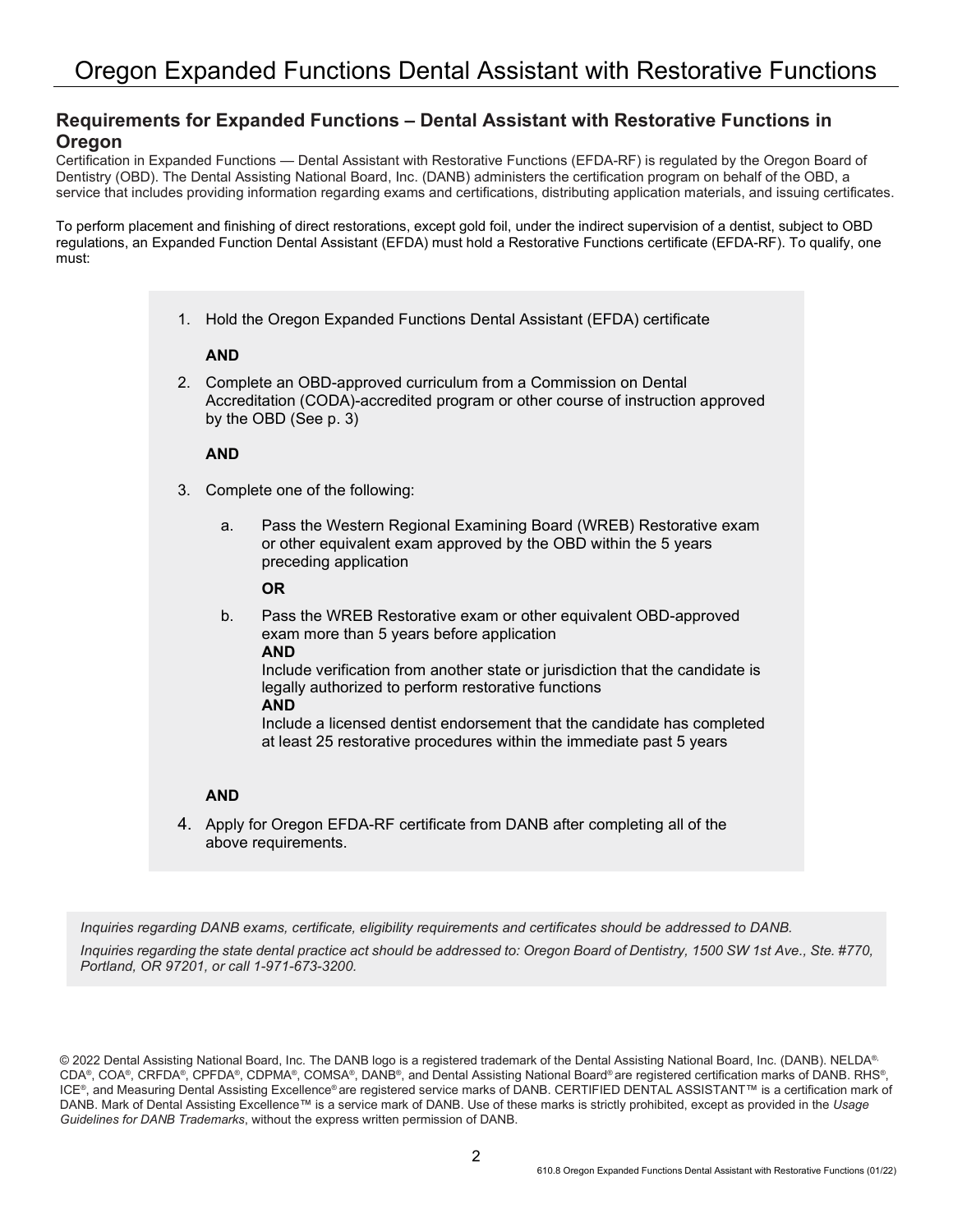# Oregon Expanded Functions Dental Assistant with Restorative Functions

## Requirements for Expanded Functions – Dental Assistant with Restorative Functions in Oregon

Certification in Expanded Functions — Dental Assistant with Restorative Functions (EFDA-RF) is regulated by the Oregon Board of Dentistry (OBD). The Dental Assisting National Board, Inc. (DANB) administers the certification program on behalf of the OBD, a service that includes providing information regarding exams and certifications, distributing application materials, and issuing certificates.

To perform placement and finishing of direct restorations, except gold foil, under the indirect supervision of a dentist, subject to OBD regulations, an Expanded Function Dental Assistant (EFDA) must hold a Restorative Functions certificate (EFDA-RF). To qualify, one must:

1. Hold the Oregon Expanded Functions Dental Assistant (EFDA) certificate

   **AND**

2. Complete an OBD-approved curriculum from a Commission on Dental Accreditation (CODA)-accredited program or other course of instruction approved by the OBD (See p. 3)

   **AND**

3. Complete one of the following:

   a. Pass the Western Regional Examining Board (WREB) Restorative exam or other equivalent exam approved by the OBD within the 5 years preceding application

      **OR**

   b. Pass the WREB Restorative exam or other equivalent OBD-approved exam more than 5 years before application
      **AND**
      Include verification from another state or jurisdiction that the candidate is legally authorized to perform restorative functions
      **AND**
      Include a licensed dentist endorsement that the candidate has completed at least 25 restorative procedures within the immediate past 5 years

   **AND**

4. Apply for Oregon EFDA-RF certificate from DANB after completing all of the above requirements.

*Inquiries regarding DANB exams, certificate, eligibility requirements and certificates should be addressed to DANB.*

*Inquiries regarding the state dental practice act should be addressed to: Oregon Board of Dentistry, 1500 SW 1st Ave., Ste. #770, Portland, OR 97201, or call 1-971-673-3200.*

© 2022 Dental Assisting National Board, Inc. The DANB logo is a registered trademark of the Dental Assisting National Board, Inc. (DANB). NELDA®, CDA®, COA®, CRFDA®, CPFDA®, CDPMA®, COMSA®, DANB®, and Dental Assisting National Board® are registered certification marks of DANB. RHS®, ICE®, and Measuring Dental Assisting Excellence® are registered service marks of DANB. CERTIFIED DENTAL ASSISTANT™ is a certification mark of DANB. Mark of Dental Assisting Excellence™ is a service mark of DANB. Use of these marks is strictly prohibited, except as provided in the *Usage Guidelines for DANB Trademarks*, without the express written permission of DANB.

610.8 Oregon Expanded Functions Dental Assistant with Restorative Functions (01/22)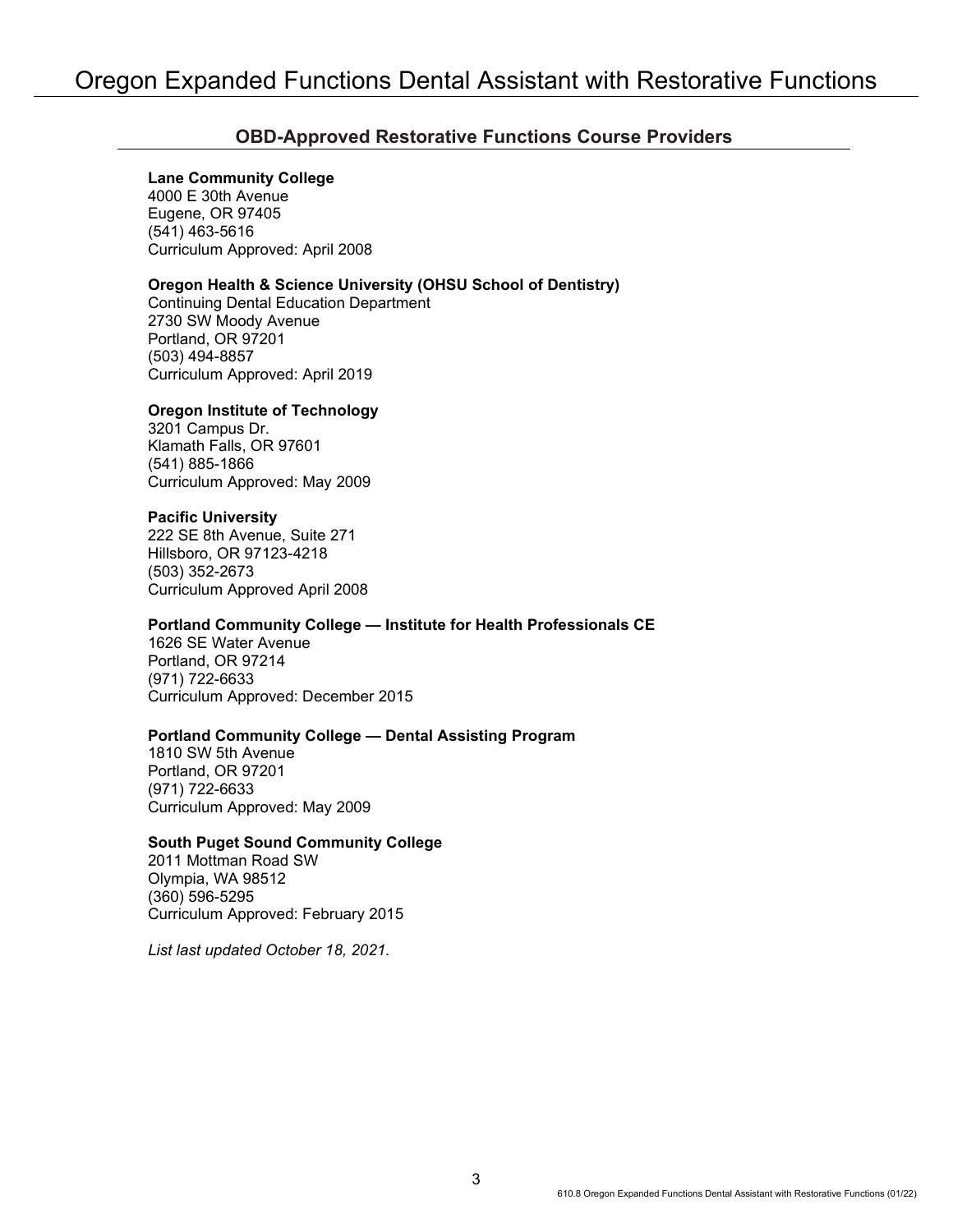# Oregon Expanded Functions Dental Assistant with Restorative Functions

## OBD-Approved Restorative Functions Course Providers

**Lane Community College**
4000 E 30th Avenue
Eugene, OR 97405
(541) 463-5616
Curriculum Approved: April 2008

**Oregon Health & Science University (OHSU School of Dentistry)**
Continuing Dental Education Department
2730 SW Moody Avenue
Portland, OR 97201
(503) 494-8857
Curriculum Approved: April 2019

**Oregon Institute of Technology**
3201 Campus Dr.
Klamath Falls, OR 97601
(541) 885-1866
Curriculum Approved: May 2009

**Pacific University**
222 SE 8th Avenue, Suite 271
Hillsboro, OR 97123-4218
(503) 352-2673
Curriculum Approved April 2008

**Portland Community College — Institute for Health Professionals CE**
1626 SE Water Avenue
Portland, OR 97214
(971) 722-6633
Curriculum Approved: December 2015

**Portland Community College — Dental Assisting Program**
1810 SW 5th Avenue
Portland, OR 97201
(971) 722-6633
Curriculum Approved: May 2009

**South Puget Sound Community College**
2011 Mottman Road SW
Olympia, WA 98512
(360) 596-5295
Curriculum Approved: February 2015

*List last updated October 18, 2021.*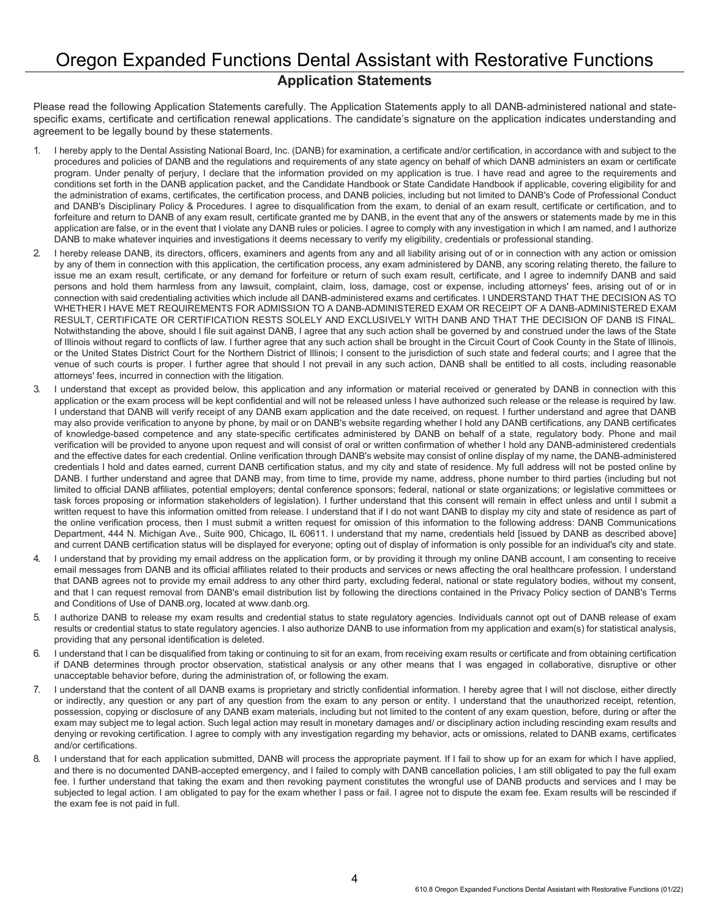# Oregon Expanded Functions Dental Assistant with Restorative Functions

## Application Statements

Please read the following Application Statements carefully. The Application Statements apply to all DANB-administered national and state-specific exams, certificate and certification renewal applications. The candidate's signature on the application indicates understanding and agreement to be legally bound by these statements.

1. I hereby apply to the Dental Assisting National Board, Inc. (DANB) for examination, a certificate and/or certification, in accordance with and subject to the procedures and policies of DANB and the regulations and requirements of any state agency on behalf of which DANB administers an exam or certificate program. Under penalty of perjury, I declare that the information provided on my application is true. I have read and agree to the requirements and conditions set forth in the DANB application packet, and the Candidate Handbook or State Candidate Handbook if applicable, covering eligibility for and the administration of exams, certificates, the certification process, and DANB policies, including but not limited to DANB's Code of Professional Conduct and DANB's Disciplinary Policy & Procedures. I agree to disqualification from the exam, to denial of an exam result, certificate or certification, and to forfeiture and return to DANB of any exam result, certificate granted me by DANB, in the event that any of the answers or statements made by me in this application are false, or in the event that I violate any DANB rules or policies. I agree to comply with any investigation in which I am named, and I authorize DANB to make whatever inquiries and investigations it deems necessary to verify my eligibility, credentials or professional standing.
2. I hereby release DANB, its directors, officers, examiners and agents from any and all liability arising out of or in connection with any action or omission by any of them in connection with this application, the certification process, any exam administered by DANB, any scoring relating thereto, the failure to issue me an exam result, certificate, or any demand for forfeiture or return of such exam result, certificate, and I agree to indemnify DANB and said persons and hold them harmless from any lawsuit, complaint, claim, loss, damage, cost or expense, including attorneys' fees, arising out of or in connection with said credentialing activities which include all DANB-administered exams and certificates. I UNDERSTAND THAT THE DECISION AS TO WHETHER I HAVE MET REQUIREMENTS FOR ADMISSION TO A DANB-ADMINISTERED EXAM OR RECEIPT OF A DANB-ADMINISTERED EXAM RESULT, CERTIFICATE OR CERTIFICATION RESTS SOLELY AND EXCLUSIVELY WITH DANB AND THAT THE DECISION OF DANB IS FINAL. Notwithstanding the above, should I file suit against DANB, I agree that any such action shall be governed by and construed under the laws of the State of Illinois without regard to conflicts of law. I further agree that any such action shall be brought in the Circuit Court of Cook County in the State of Illinois, or the United States District Court for the Northern District of Illinois; I consent to the jurisdiction of such state and federal courts; and I agree that the venue of such courts is proper. I further agree that should I not prevail in any such action, DANB shall be entitled to all costs, including reasonable attorneys' fees, incurred in connection with the litigation.
3. I understand that except as provided below, this application and any information or material received or generated by DANB in connection with this application or the exam process will be kept confidential and will not be released unless I have authorized such release or the release is required by law. I understand that DANB will verify receipt of any DANB exam application and the date received, on request. I further understand and agree that DANB may also provide verification to anyone by phone, by mail or on DANB's website regarding whether I hold any DANB certifications, any DANB certificates of knowledge-based competence and any state-specific certificates administered by DANB on behalf of a state, regulatory body. Phone and mail verification will be provided to anyone upon request and will consist of oral or written confirmation of whether I hold any DANB-administered credentials and the effective dates for each credential. Online verification through DANB's website may consist of online display of my name, the DANB-administered credentials I hold and dates earned, current DANB certification status, and my city and state of residence. My full address will not be posted online by DANB. I further understand and agree that DANB may, from time to time, provide my name, address, phone number to third parties (including but not limited to official DANB affiliates, potential employers; dental conference sponsors; federal, national or state organizations; or legislative committees or task forces proposing or information stakeholders of legislation). I further understand that this consent will remain in effect unless and until I submit a written request to have this information omitted from release. I understand that if I do not want DANB to display my city and state of residence as part of the online verification process, then I must submit a written request for omission of this information to the following address: DANB Communications Department, 444 N. Michigan Ave., Suite 900, Chicago, IL 60611. I understand that my name, credentials held [issued by DANB as described above] and current DANB certification status will be displayed for everyone; opting out of display of information is only possible for an individual's city and state.
4. I understand that by providing my email address on the application form, or by providing it through my online DANB account, I am consenting to receive email messages from DANB and its official affiliates related to their products and services or news affecting the oral healthcare profession. I understand that DANB agrees not to provide my email address to any other third party, excluding federal, national or state regulatory bodies, without my consent, and that I can request removal from DANB's email distribution list by following the directions contained in the Privacy Policy section of DANB's Terms and Conditions of Use of DANB.org, located at www.danb.org.
5. I authorize DANB to release my exam results and credential status to state regulatory agencies. Individuals cannot opt out of DANB release of exam results or credential status to state regulatory agencies. I also authorize DANB to use information from my application and exam(s) for statistical analysis, providing that any personal identification is deleted.
6. I understand that I can be disqualified from taking or continuing to sit for an exam, from receiving exam results or certificate and from obtaining certification if DANB determines through proctor observation, statistical analysis or any other means that I was engaged in collaborative, disruptive or other unacceptable behavior before, during the administration of, or following the exam.
7. I understand that the content of all DANB exams is proprietary and strictly confidential information. I hereby agree that I will not disclose, either directly or indirectly, any question or any part of any question from the exam to any person or entity. I understand that the unauthorized receipt, retention, possession, copying or disclosure of any DANB exam materials, including but not limited to the content of any exam question, before, during or after the exam may subject me to legal action. Such legal action may result in monetary damages and/ or disciplinary action including rescinding exam results and denying or revoking certification. I agree to comply with any investigation regarding my behavior, acts or omissions, related to DANB exams, certificates and/or certifications.
8. I understand that for each application submitted, DANB will process the appropriate payment. If I fail to show up for an exam for which I have applied, and there is no documented DANB-accepted emergency, and I failed to comply with DANB cancellation policies, I am still obligated to pay the full exam fee. I further understand that taking the exam and then revoking payment constitutes the wrongful use of DANB products and services and I may be subjected to legal action. I am obligated to pay for the exam whether I pass or fail. I agree not to dispute the exam fee. Exam results will be rescinded if the exam fee is not paid in full.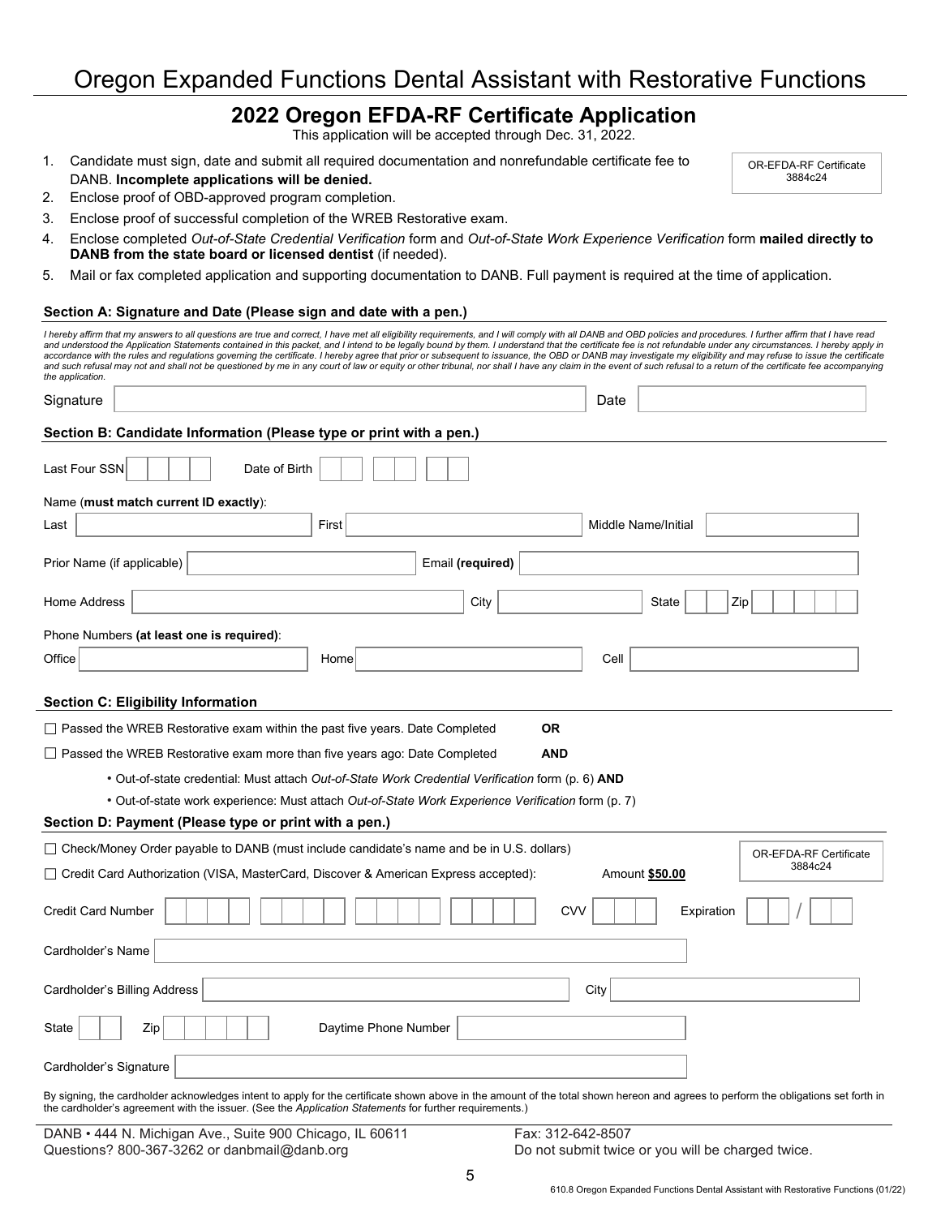# Oregon Expanded Functions Dental Assistant with Restorative Functions

## 2022 Oregon EFDA-RF Certificate Application

This application will be accepted through Dec. 31, 2022.

OR-EFDA-RF Certificate 3884c24

1. Candidate must sign, date and submit all required documentation and nonrefundable certificate fee to DANB. **Incomplete applications will be denied.**
2. Enclose proof of OBD-approved program completion.
3. Enclose proof of successful completion of the WREB Restorative exam.
4. Enclose completed *Out-of-State Credential Verification* form and *Out-of-State Work Experience Verification* form **mailed directly to DANB from the state board or licensed dentist** (if needed).
5. Mail or fax completed application and supporting documentation to DANB. Full payment is required at the time of application.

### Section A: Signature and Date (Please sign and date with a pen.)

*I hereby affirm that my answers to all questions are true and correct, I have met all eligibility requirements, and I will comply with all DANB and OBD policies and procedures. I further affirm that I have read and understood the Application Statements contained in this packet, and I intend to be legally bound by them. I understand that the certificate fee is not refundable under any circumstances. I hereby apply in accordance with the rules and regulations governing the certificate. I hereby agree that prior or subsequent to issuance, the OBD or DANB may investigate my eligibility and may refuse to issue the certificate and such refusal may not and shall not be questioned by me in any court of law or equity or other tribunal, nor shall I have any claim in the event of such refusal to a return of the certificate fee accompanying the application.*

Signature ______________________ Date ______________

### Section B: Candidate Information (Please type or print with a pen.)

Last Four SSN ____ Date of Birth __ __ / __ __ / __ __

Name (**must match current ID exactly**):

Last ______________ First ______________ Middle Name/Initial ______________

Prior Name (if applicable) ______________ Email **(required)** ______________

Home Address ______________ City ______________ State ____ Zip ______

Phone Numbers **(at least one is required)**:

Office ______________ Home ______________ Cell ______________

### Section C: Eligibility Information

☐ Passed the WREB Restorative exam within the past five years. Date Completed **OR**

☐ Passed the WREB Restorative exam more than five years ago: Date Completed **AND**

- Out-of-state credential: Must attach *Out-of-State Work Credential Verification* form (p. 6) **AND**
- Out-of-state work experience: Must attach *Out-of-State Work Experience Verification* form (p. 7)

### Section D: Payment (Please type or print with a pen.)

☐ Check/Money Order payable to DANB (must include candidate's name and be in U.S. dollars)

☐ Credit Card Authorization (VISA, MasterCard, Discover & American Express accepted): Amount **$50.00**

OR-EFDA-RF Certificate 3884c24

Credit Card Number ________________ CVV ____ Expiration __ / __

Cardholder's Name ______________

Cardholder's Billing Address ______________ City ______________

State ____ Zip ______ Daytime Phone Number ______________

Cardholder's Signature ______________

By signing, the cardholder acknowledges intent to apply for the certificate shown above in the amount of the total shown hereon and agrees to perform the obligations set forth in the cardholder's agreement with the issuer. (See the *Application Statements* for further requirements.)

DANB • 444 N. Michigan Ave., Suite 900 Chicago, IL 60611
Questions? 800-367-3262 or danbmail@danb.org

Fax: 312-642-8507
Do not submit twice or you will be charged twice.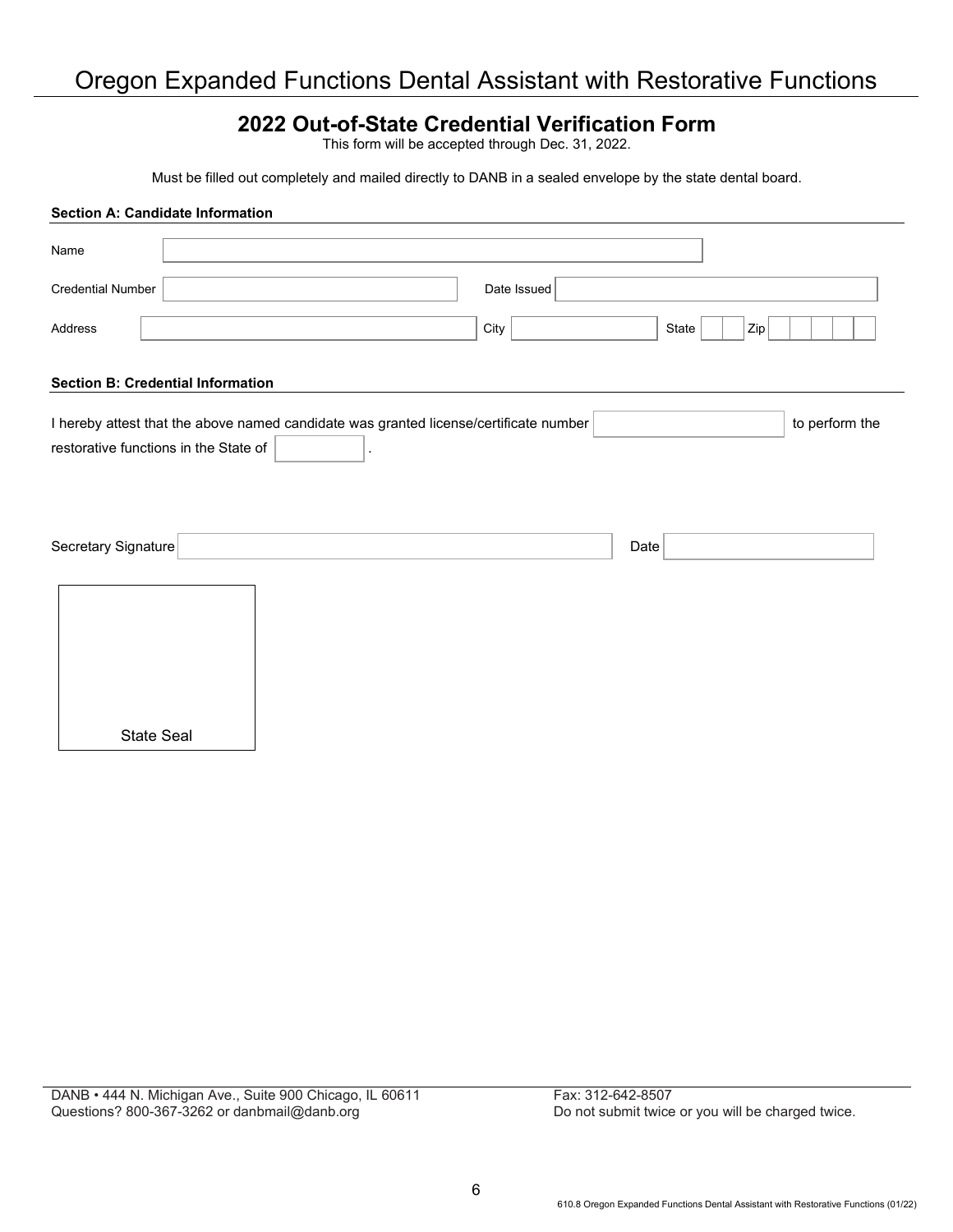# Oregon Expanded Functions Dental Assistant with Restorative Functions

## 2022 Out-of-State Credential Verification Form

This form will be accepted through Dec. 31, 2022.

Must be filled out completely and mailed directly to DANB in a sealed envelope by the state dental board.

### Section A: Candidate Information

Name

Credential Number ____________ Date Issued ____________

Address ____________ City ____________ State ____ Zip ____________

### Section B: Credential Information

I hereby attest that the above named candidate was granted license/certificate number ____________ to perform the restorative functions in the State of ____________.

Secretary Signature ____________ Date ____________

State Seal

DANB • 444 N. Michigan Ave., Suite 900 Chicago, IL 60611
Questions? 800-367-3262 or danbmail@danb.org

Fax: 312-642-8507
Do not submit twice or you will be charged twice.

610.8 Oregon Expanded Functions Dental Assistant with Restorative Functions (01/22)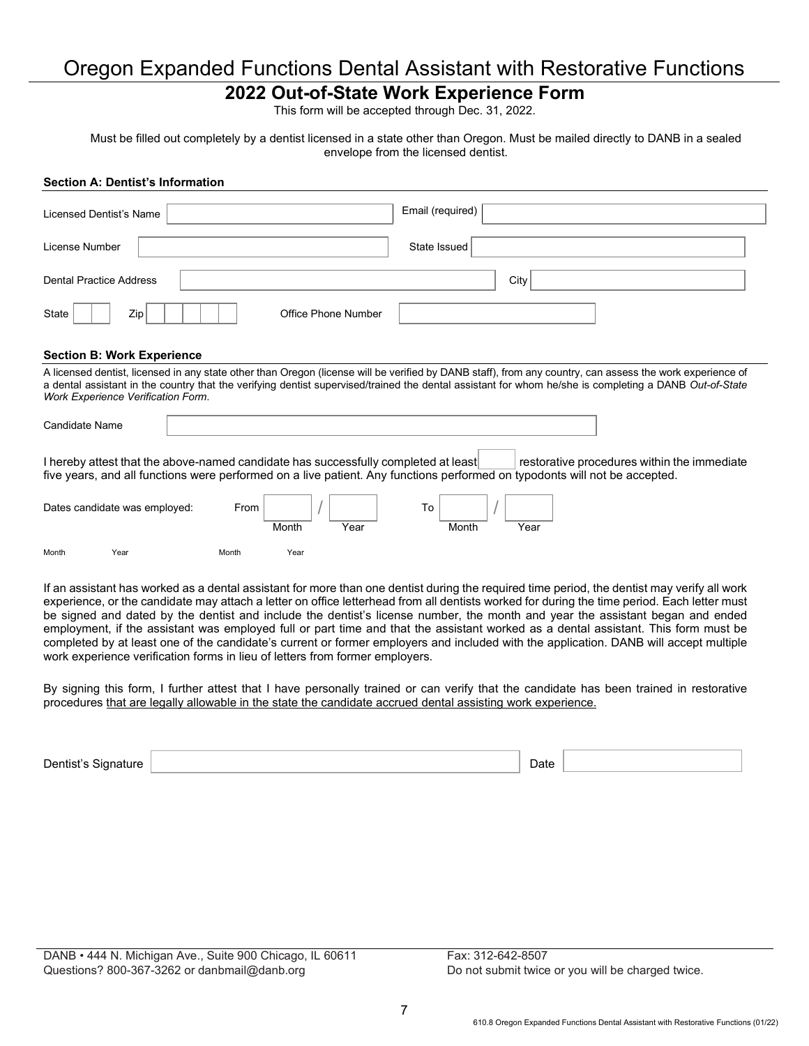# Oregon Expanded Functions Dental Assistant with Restorative Functions

## 2022 Out-of-State Work Experience Form

This form will be accepted through Dec. 31, 2022.

Must be filled out completely by a dentist licensed in a state other than Oregon. Must be mailed directly to DANB in a sealed envelope from the licensed dentist.

### Section A: Dentist's Information

Licensed Dentist's Name ______________________ Email (required) ______________________

License Number ______________________ State Issued ______________________

Dental Practice Address ______________________ City ______________________

State ____ Zip ________ Office Phone Number ______________________

### Section B: Work Experience

A licensed dentist, licensed in any state other than Oregon (license will be verified by DANB staff), from any country, can assess the work experience of a dental assistant in the country that the verifying dentist supervised/trained the dental assistant for whom he/she is completing a DANB *Out-of-State Work Experience Verification Form*.

Candidate Name ______________________

I hereby attest that the above-named candidate has successfully completed at least ______ restorative procedures within the immediate five years, and all functions were performed on a live patient. Any functions performed on typodonts will not be accepted.

Dates candidate was employed: From ______ / ______ To ______ / ______
Month Year Month Year

Month Year Month Year

If an assistant has worked as a dental assistant for more than one dentist during the required time period, the dentist may verify all work experience, or the candidate may attach a letter on office letterhead from all dentists worked for during the time period. Each letter must be signed and dated by the dentist and include the dentist's license number, the month and year the assistant began and ended employment, if the assistant was employed full or part time and that the assistant worked as a dental assistant. This form must be completed by at least one of the candidate's current or former employers and included with the application. DANB will accept multiple work experience verification forms in lieu of letters from former employers.

By signing this form, I further attest that I have personally trained or can verify that the candidate has been trained in restorative procedures that are legally allowable in the state the candidate accrued dental assisting work experience.

Dentist's Signature ______________________ Date ______________________

DANB • 444 N. Michigan Ave., Suite 900 Chicago, IL 60611
Questions? 800-367-3262 or danbmail@danb.org

Fax: 312-642-8507
Do not submit twice or you will be charged twice.

610.8 Oregon Expanded Functions Dental Assistant with Restorative Functions (01/22)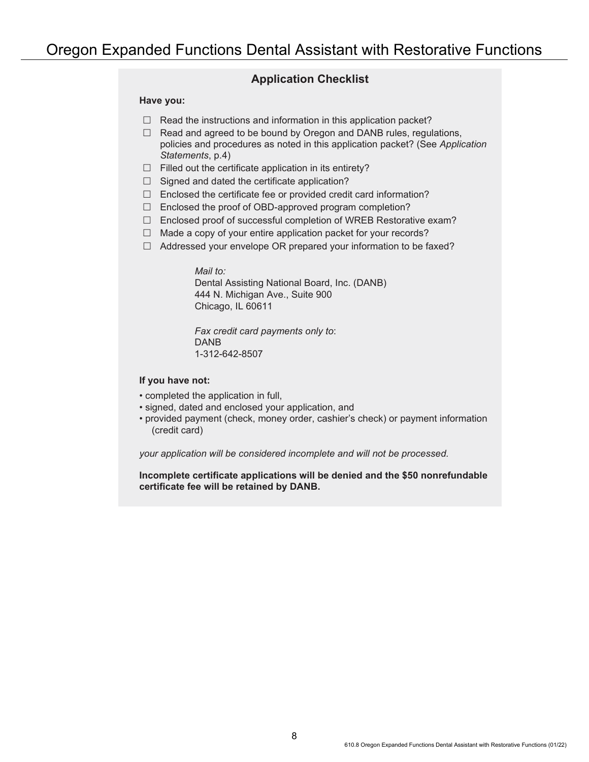# Oregon Expanded Functions Dental Assistant with Restorative Functions

## Application Checklist

**Have you:**

- ☐ Read the instructions and information in this application packet?
- ☐ Read and agreed to be bound by Oregon and DANB rules, regulations, policies and procedures as noted in this application packet? (See *Application Statements*, p.4)
- ☐ Filled out the certificate application in its entirety?
- ☐ Signed and dated the certificate application?
- ☐ Enclosed the certificate fee or provided credit card information?
- ☐ Enclosed the proof of OBD-approved program completion?
- ☐ Enclosed proof of successful completion of WREB Restorative exam?
- ☐ Made a copy of your entire application packet for your records?
- ☐ Addressed your envelope OR prepared your information to be faxed?

*Mail to:*
Dental Assisting National Board, Inc. (DANB)
444 N. Michigan Ave., Suite 900
Chicago, IL 60611

*Fax credit card payments only to*:
DANB
1-312-642-8507

**If you have not:**

- completed the application in full,
- signed, dated and enclosed your application, and
- provided payment (check, money order, cashier's check) or payment information (credit card)

*your application will be considered incomplete and will not be processed.*

**Incomplete certificate applications will be denied and the $50 nonrefundable certificate fee will be retained by DANB.**